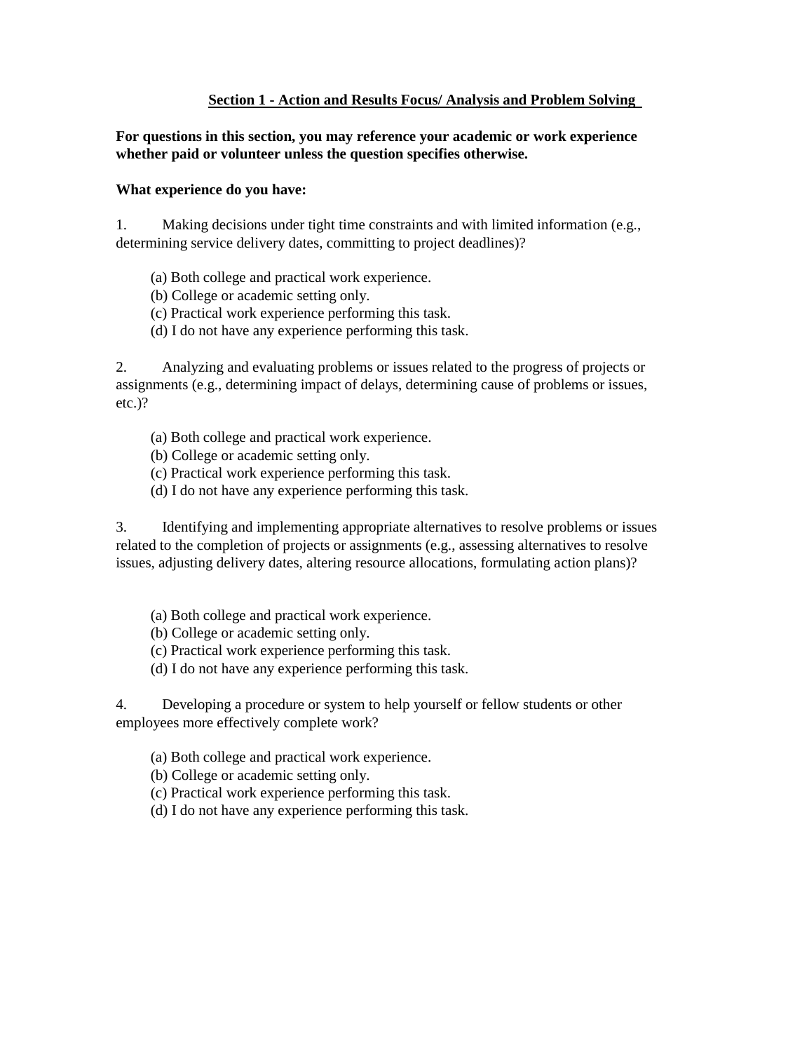## Section 1 - Action and Results Focus/ Analysis and Problem Solving

**For questions in this section, you may reference your academic or work experience whether paid or volunteer unless the question specifies otherwise.**

**What experience do you have:**

1. Making decisions under tight time constraints and with limited information (e.g., determining service delivery dates, committing to project deadlines)?

   (a) Both college and practical work experience.
   (b) College or academic setting only.
   (c) Practical work experience performing this task.
   (d) I do not have any experience performing this task.

2. Analyzing and evaluating problems or issues related to the progress of projects or assignments (e.g., determining impact of delays, determining cause of problems or issues, etc.)?

   (a) Both college and practical work experience.
   (b) College or academic setting only.
   (c) Practical work experience performing this task.
   (d) I do not have any experience performing this task.

3. Identifying and implementing appropriate alternatives to resolve problems or issues related to the completion of projects or assignments (e.g., assessing alternatives to resolve issues, adjusting delivery dates, altering resource allocations, formulating action plans)?

   (a) Both college and practical work experience.
   (b) College or academic setting only.
   (c) Practical work experience performing this task.
   (d) I do not have any experience performing this task.

4. Developing a procedure or system to help yourself or fellow students or other employees more effectively complete work?

   (a) Both college and practical work experience.
   (b) College or academic setting only.
   (c) Practical work experience performing this task.
   (d) I do not have any experience performing this task.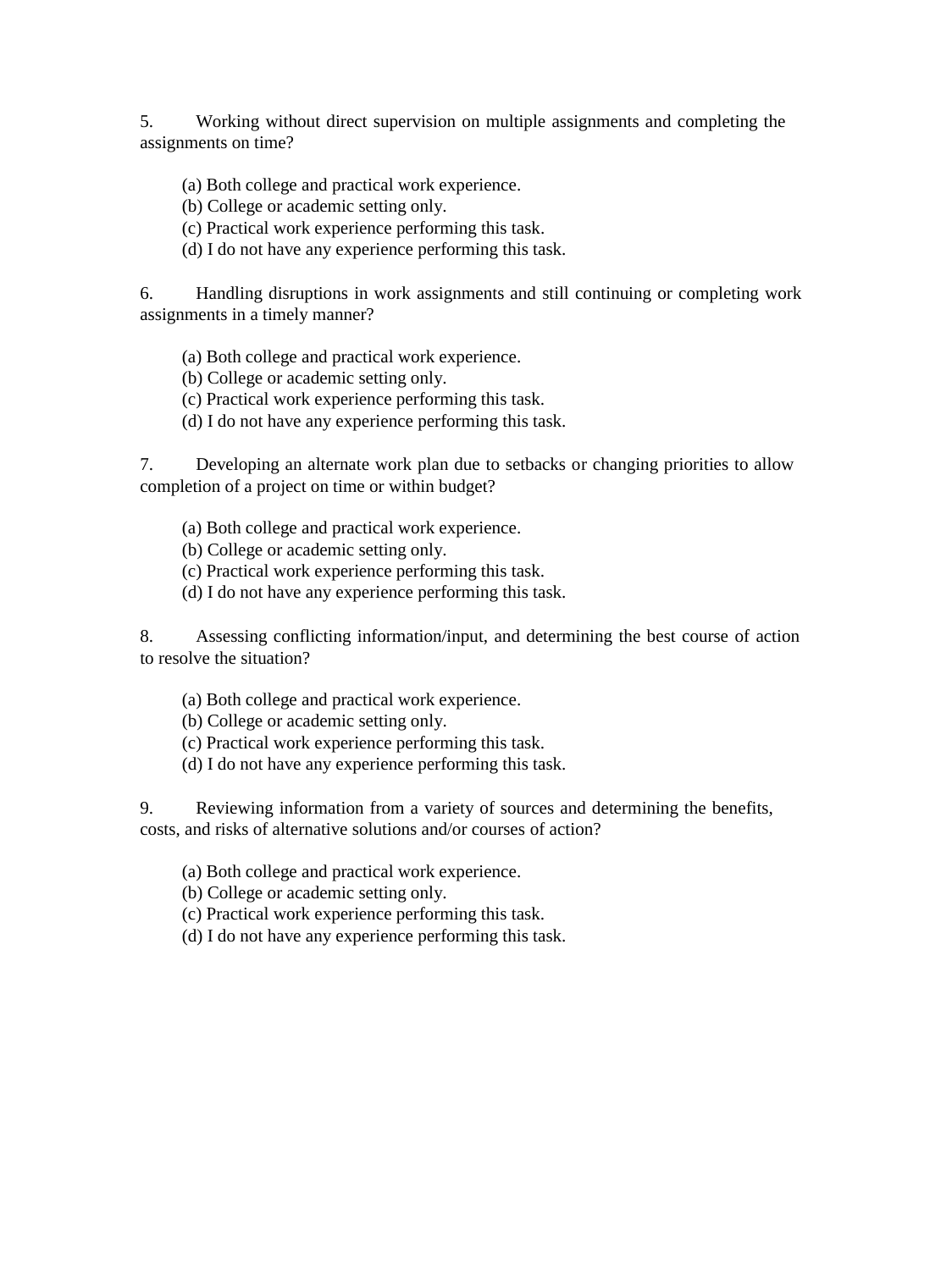5. Working without direct supervision on multiple assignments and completing the assignments on time?

   (a) Both college and practical work experience.
   (b) College or academic setting only.
   (c) Practical work experience performing this task.
   (d) I do not have any experience performing this task.

6. Handling disruptions in work assignments and still continuing or completing work assignments in a timely manner?

   (a) Both college and practical work experience.
   (b) College or academic setting only.
   (c) Practical work experience performing this task.
   (d) I do not have any experience performing this task.

7. Developing an alternate work plan due to setbacks or changing priorities to allow completion of a project on time or within budget?

   (a) Both college and practical work experience.
   (b) College or academic setting only.
   (c) Practical work experience performing this task.
   (d) I do not have any experience performing this task.

8. Assessing conflicting information/input, and determining the best course of action to resolve the situation?

   (a) Both college and practical work experience.
   (b) College or academic setting only.
   (c) Practical work experience performing this task.
   (d) I do not have any experience performing this task.

9. Reviewing information from a variety of sources and determining the benefits, costs, and risks of alternative solutions and/or courses of action?

   (a) Both college and practical work experience.
   (b) College or academic setting only.
   (c) Practical work experience performing this task.
   (d) I do not have any experience performing this task.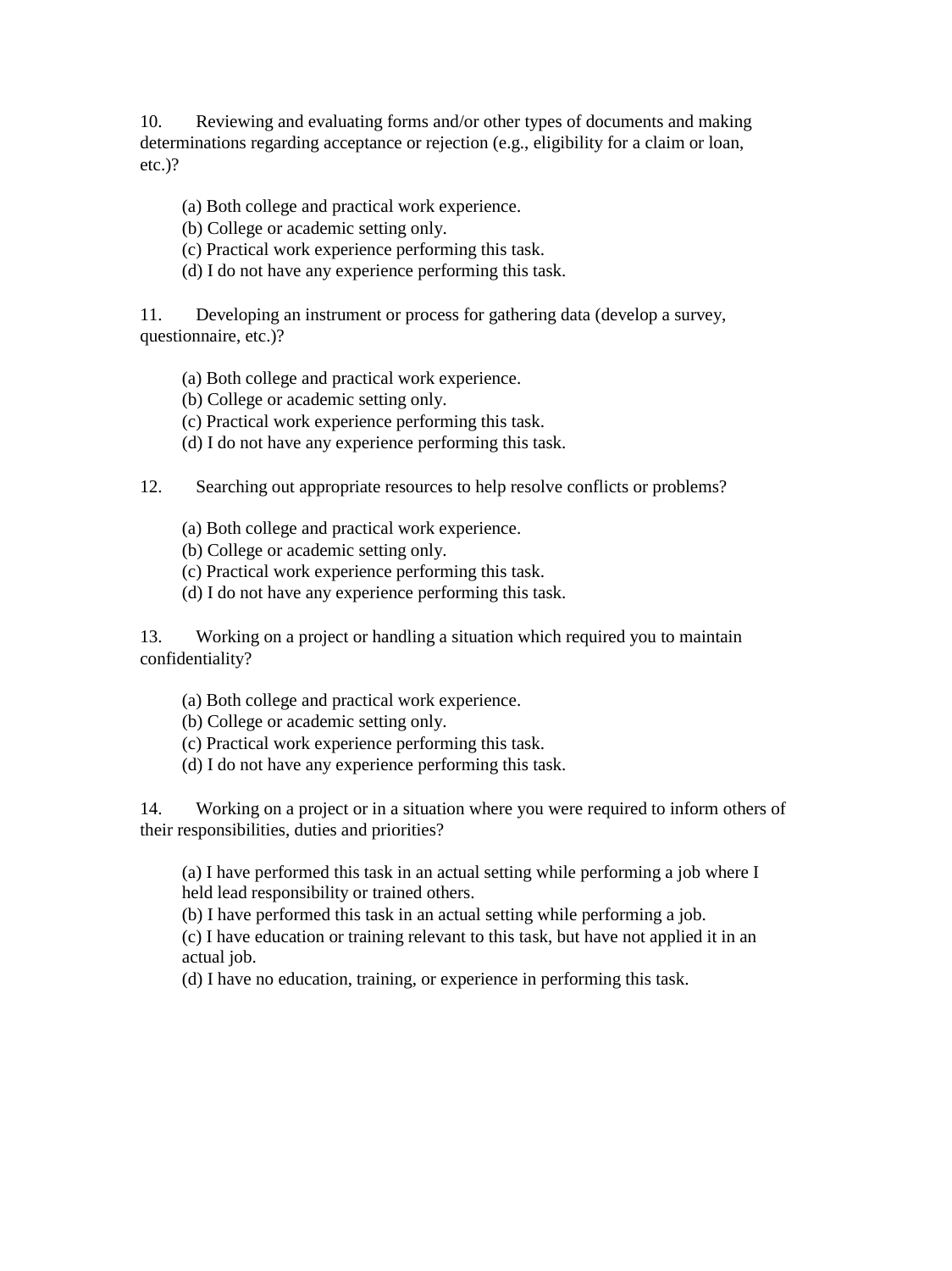10. Reviewing and evaluating forms and/or other types of documents and making determinations regarding acceptance or rejection (e.g., eligibility for a claim or loan, etc.)?

(a) Both college and practical work experience.
(b) College or academic setting only.
(c) Practical work experience performing this task.
(d) I do not have any experience performing this task.

11. Developing an instrument or process for gathering data (develop a survey, questionnaire, etc.)?

(a) Both college and practical work experience.
(b) College or academic setting only.
(c) Practical work experience performing this task.
(d) I do not have any experience performing this task.

12. Searching out appropriate resources to help resolve conflicts or problems?

(a) Both college and practical work experience.
(b) College or academic setting only.
(c) Practical work experience performing this task.
(d) I do not have any experience performing this task.

13. Working on a project or handling a situation which required you to maintain confidentiality?

(a) Both college and practical work experience.
(b) College or academic setting only.
(c) Practical work experience performing this task.
(d) I do not have any experience performing this task.

14. Working on a project or in a situation where you were required to inform others of their responsibilities, duties and priorities?

(a) I have performed this task in an actual setting while performing a job where I held lead responsibility or trained others.
(b) I have performed this task in an actual setting while performing a job.
(c) I have education or training relevant to this task, but have not applied it in an actual job.
(d) I have no education, training, or experience in performing this task.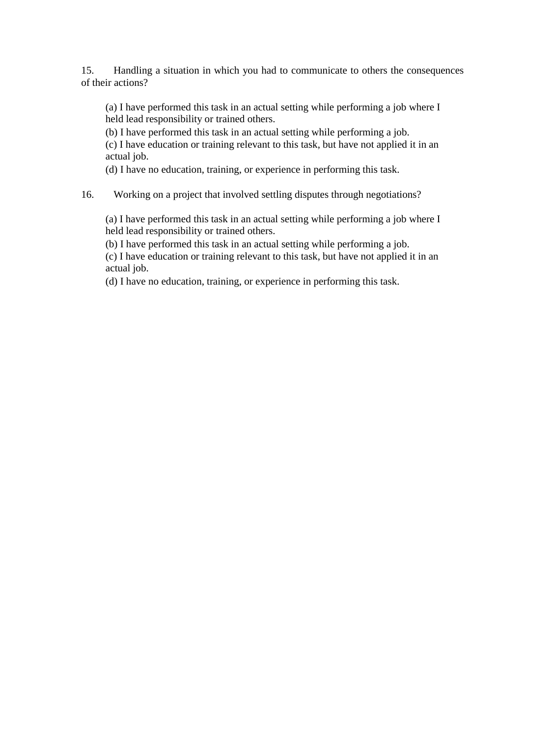15. Handling a situation in which you had to communicate to others the consequences of their actions?

> (a) I have performed this task in an actual setting while performing a job where I held lead responsibility or trained others.
> (b) I have performed this task in an actual setting while performing a job.
> (c) I have education or training relevant to this task, but have not applied it in an actual job.
> (d) I have no education, training, or experience in performing this task.

16. Working on a project that involved settling disputes through negotiations?

> (a) I have performed this task in an actual setting while performing a job where I held lead responsibility or trained others.
> (b) I have performed this task in an actual setting while performing a job.
> (c) I have education or training relevant to this task, but have not applied it in an actual job.
> (d) I have no education, training, or experience in performing this task.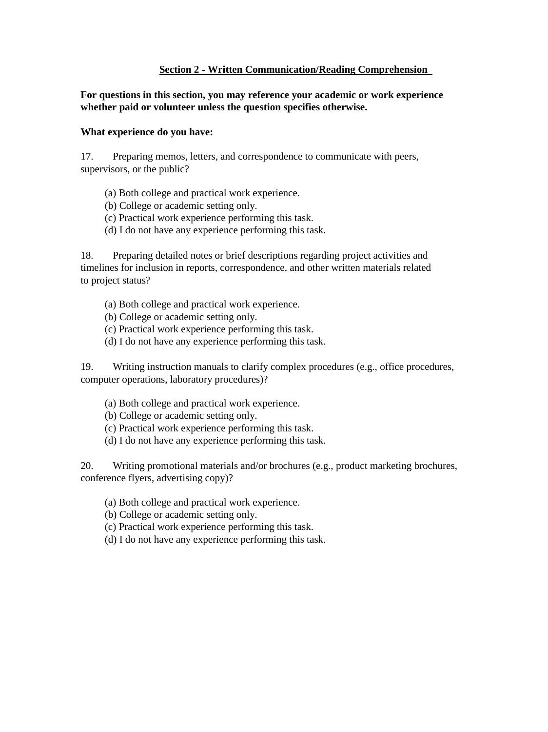## Section 2 - Written Communication/Reading Comprehension

**For questions in this section, you may reference your academic or work experience whether paid or volunteer unless the question specifies otherwise.**

**What experience do you have:**

17. Preparing memos, letters, and correspondence to communicate with peers, supervisors, or the public?

   (a) Both college and practical work experience.
   (b) College or academic setting only.
   (c) Practical work experience performing this task.
   (d) I do not have any experience performing this task.

18. Preparing detailed notes or brief descriptions regarding project activities and timelines for inclusion in reports, correspondence, and other written materials related to project status?

   (a) Both college and practical work experience.
   (b) College or academic setting only.
   (c) Practical work experience performing this task.
   (d) I do not have any experience performing this task.

19. Writing instruction manuals to clarify complex procedures (e.g., office procedures, computer operations, laboratory procedures)?

   (a) Both college and practical work experience.
   (b) College or academic setting only.
   (c) Practical work experience performing this task.
   (d) I do not have any experience performing this task.

20. Writing promotional materials and/or brochures (e.g., product marketing brochures, conference flyers, advertising copy)?

   (a) Both college and practical work experience.
   (b) College or academic setting only.
   (c) Practical work experience performing this task.
   (d) I do not have any experience performing this task.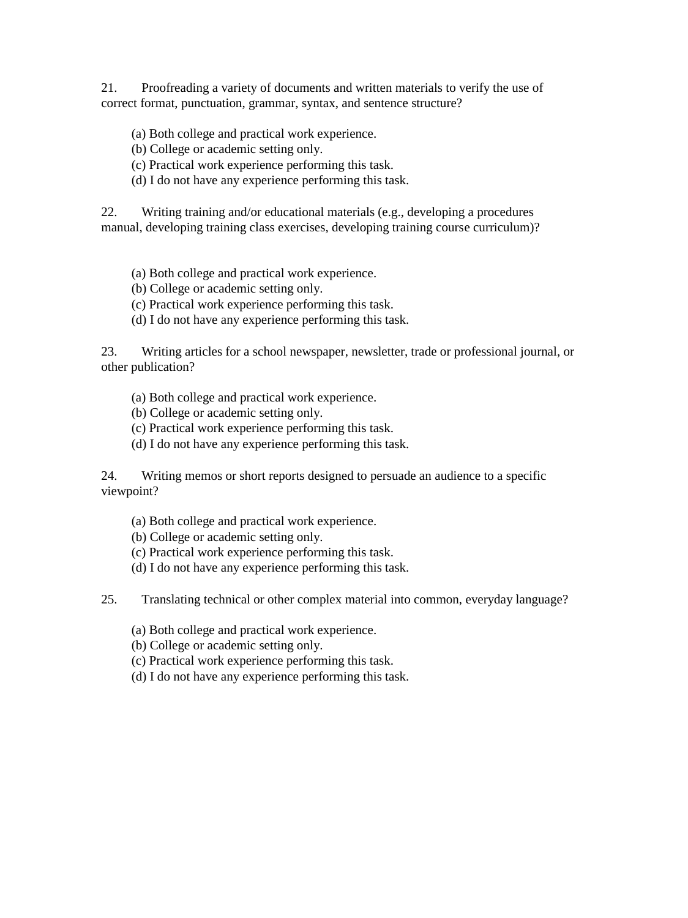21. Proofreading a variety of documents and written materials to verify the use of correct format, punctuation, grammar, syntax, and sentence structure?

    (a) Both college and practical work experience.
    (b) College or academic setting only.
    (c) Practical work experience performing this task.
    (d) I do not have any experience performing this task.

22. Writing training and/or educational materials (e.g., developing a procedures manual, developing training class exercises, developing training course curriculum)?

    (a) Both college and practical work experience.
    (b) College or academic setting only.
    (c) Practical work experience performing this task.
    (d) I do not have any experience performing this task.

23. Writing articles for a school newspaper, newsletter, trade or professional journal, or other publication?

    (a) Both college and practical work experience.
    (b) College or academic setting only.
    (c) Practical work experience performing this task.
    (d) I do not have any experience performing this task.

24. Writing memos or short reports designed to persuade an audience to a specific viewpoint?

    (a) Both college and practical work experience.
    (b) College or academic setting only.
    (c) Practical work experience performing this task.
    (d) I do not have any experience performing this task.

25. Translating technical or other complex material into common, everyday language?

    (a) Both college and practical work experience.
    (b) College or academic setting only.
    (c) Practical work experience performing this task.
    (d) I do not have any experience performing this task.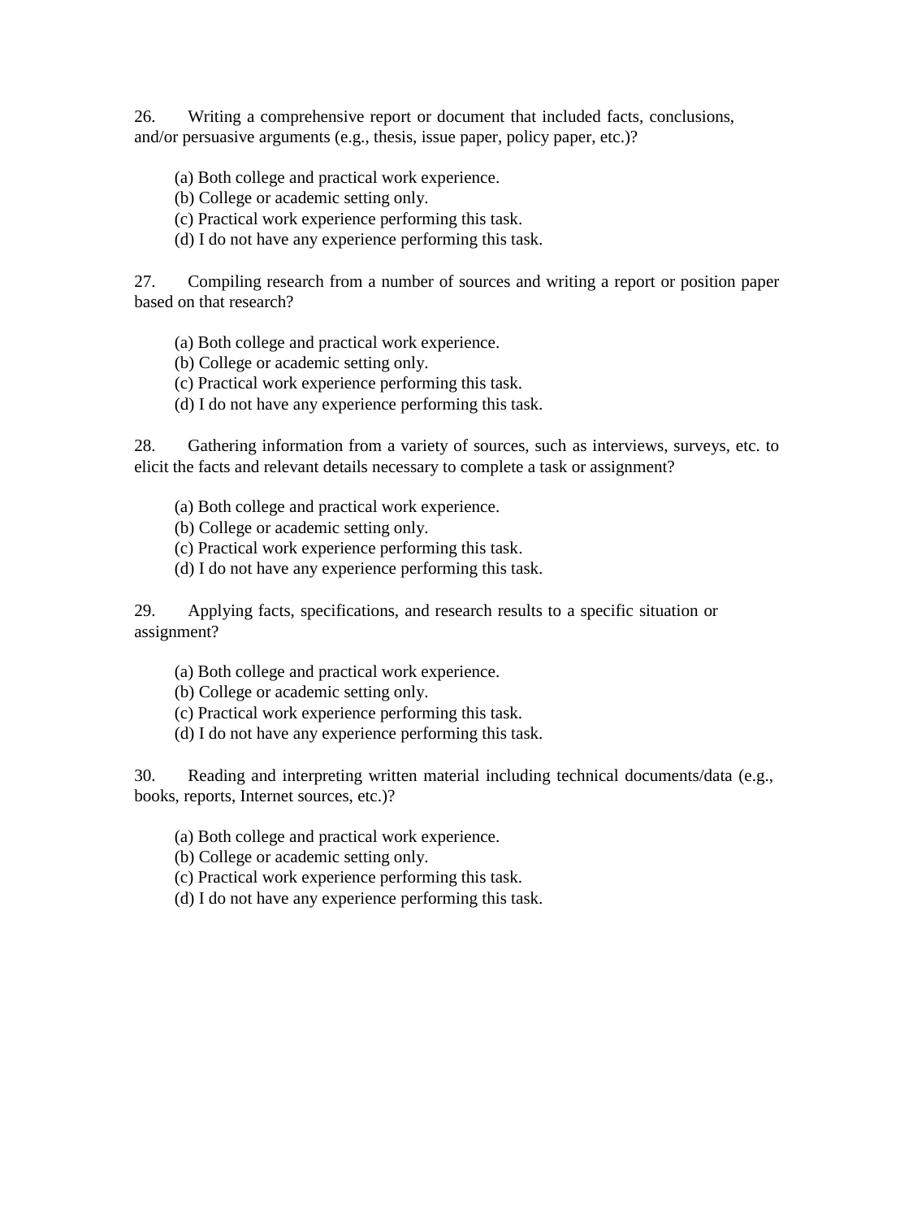26. Writing a comprehensive report or document that included facts, conclusions, and/or persuasive arguments (e.g., thesis, issue paper, policy paper, etc.)?

(a) Both college and practical work experience.
(b) College or academic setting only.
(c) Practical work experience performing this task.
(d) I do not have any experience performing this task.

27. Compiling research from a number of sources and writing a report or position paper based on that research?

(a) Both college and practical work experience.
(b) College or academic setting only.
(c) Practical work experience performing this task.
(d) I do not have any experience performing this task.

28. Gathering information from a variety of sources, such as interviews, surveys, etc. to elicit the facts and relevant details necessary to complete a task or assignment?

(a) Both college and practical work experience.
(b) College or academic setting only.
(c) Practical work experience performing this task.
(d) I do not have any experience performing this task.

29. Applying facts, specifications, and research results to a specific situation or assignment?

(a) Both college and practical work experience.
(b) College or academic setting only.
(c) Practical work experience performing this task.
(d) I do not have any experience performing this task.

30. Reading and interpreting written material including technical documents/data (e.g., books, reports, Internet sources, etc.)?

(a) Both college and practical work experience.
(b) College or academic setting only.
(c) Practical work experience performing this task.
(d) I do not have any experience performing this task.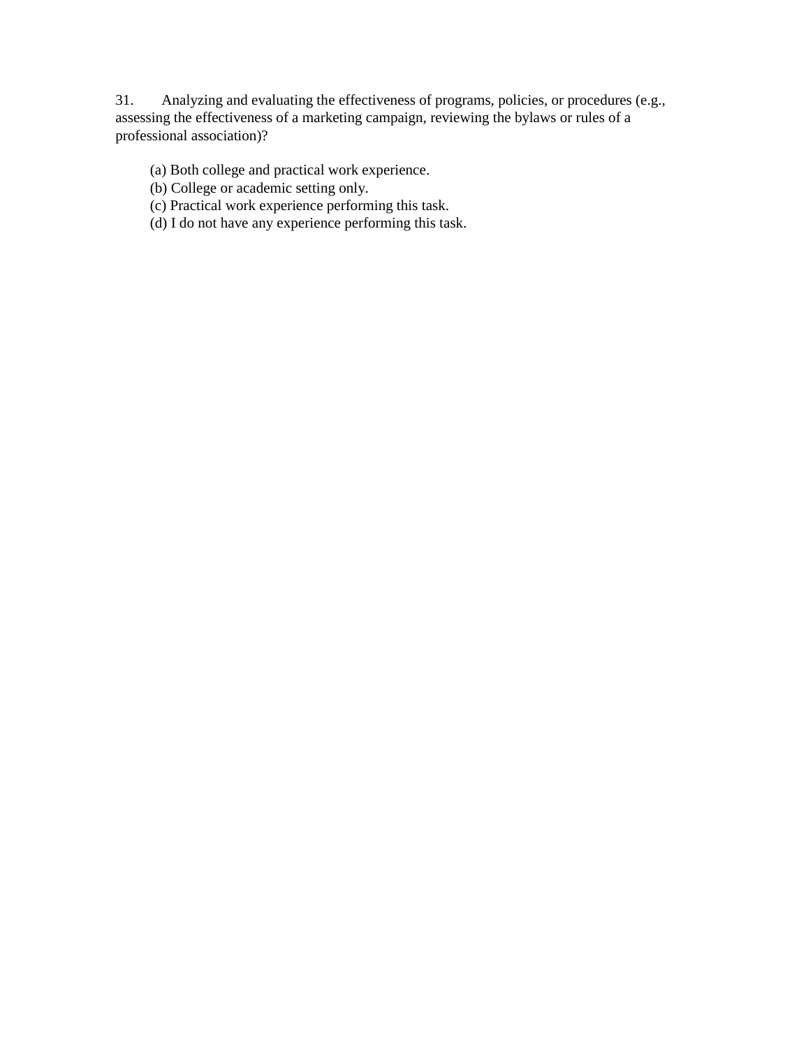31. Analyzing and evaluating the effectiveness of programs, policies, or procedures (e.g., assessing the effectiveness of a marketing campaign, reviewing the bylaws or rules of a professional association)?

(a) Both college and practical work experience.
(b) College or academic setting only.
(c) Practical work experience performing this task.
(d) I do not have any experience performing this task.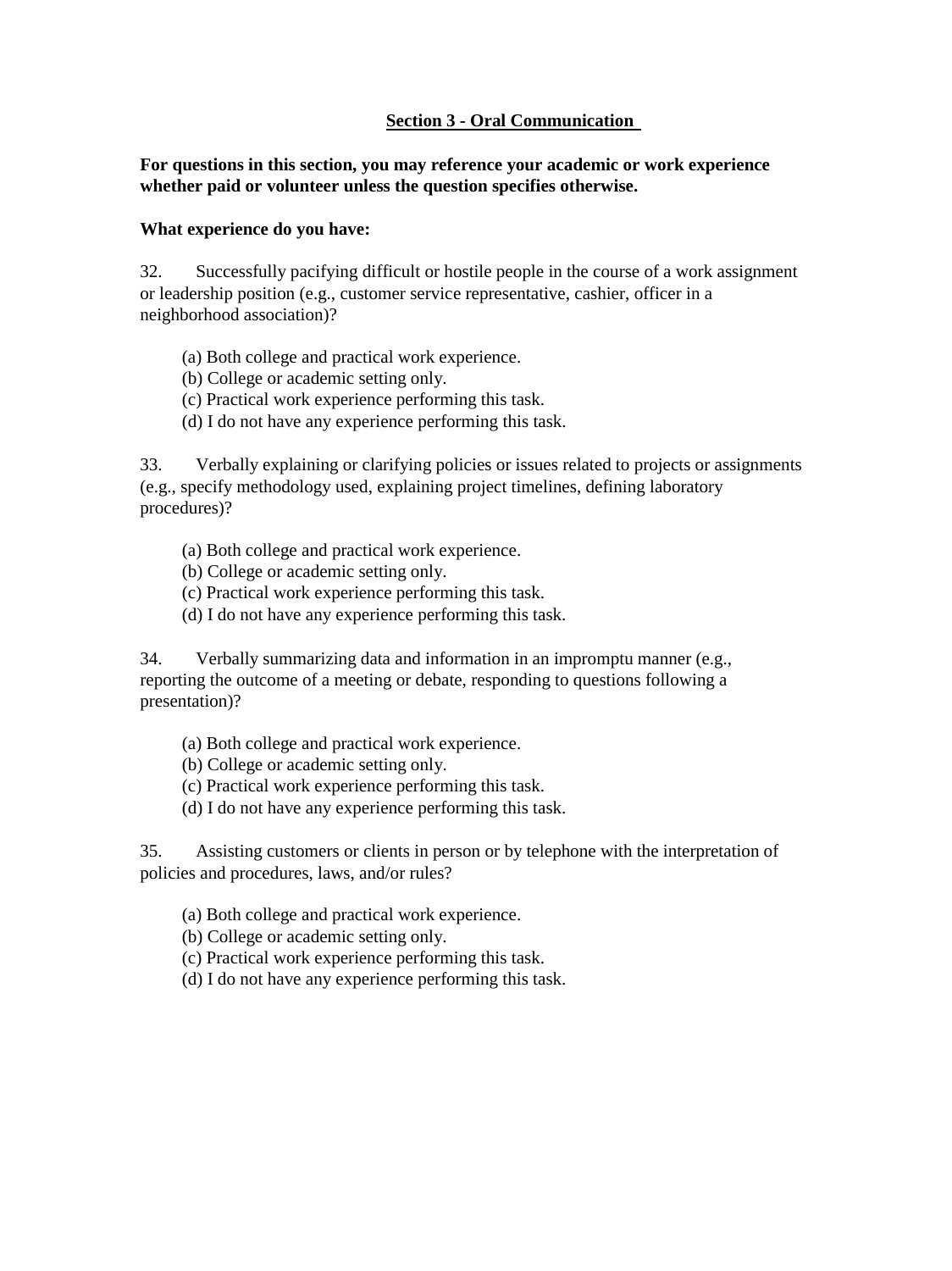## Section 3 - Oral Communication

**For questions in this section, you may reference your academic or work experience whether paid or volunteer unless the question specifies otherwise.**

**What experience do you have:**

32. Successfully pacifying difficult or hostile people in the course of a work assignment or leadership position (e.g., customer service representative, cashier, officer in a neighborhood association)?

    (a) Both college and practical work experience.
    (b) College or academic setting only.
    (c) Practical work experience performing this task.
    (d) I do not have any experience performing this task.

33. Verbally explaining or clarifying policies or issues related to projects or assignments (e.g., specify methodology used, explaining project timelines, defining laboratory procedures)?

    (a) Both college and practical work experience.
    (b) College or academic setting only.
    (c) Practical work experience performing this task.
    (d) I do not have any experience performing this task.

34. Verbally summarizing data and information in an impromptu manner (e.g., reporting the outcome of a meeting or debate, responding to questions following a presentation)?

    (a) Both college and practical work experience.
    (b) College or academic setting only.
    (c) Practical work experience performing this task.
    (d) I do not have any experience performing this task.

35. Assisting customers or clients in person or by telephone with the interpretation of policies and procedures, laws, and/or rules?

    (a) Both college and practical work experience.
    (b) College or academic setting only.
    (c) Practical work experience performing this task.
    (d) I do not have any experience performing this task.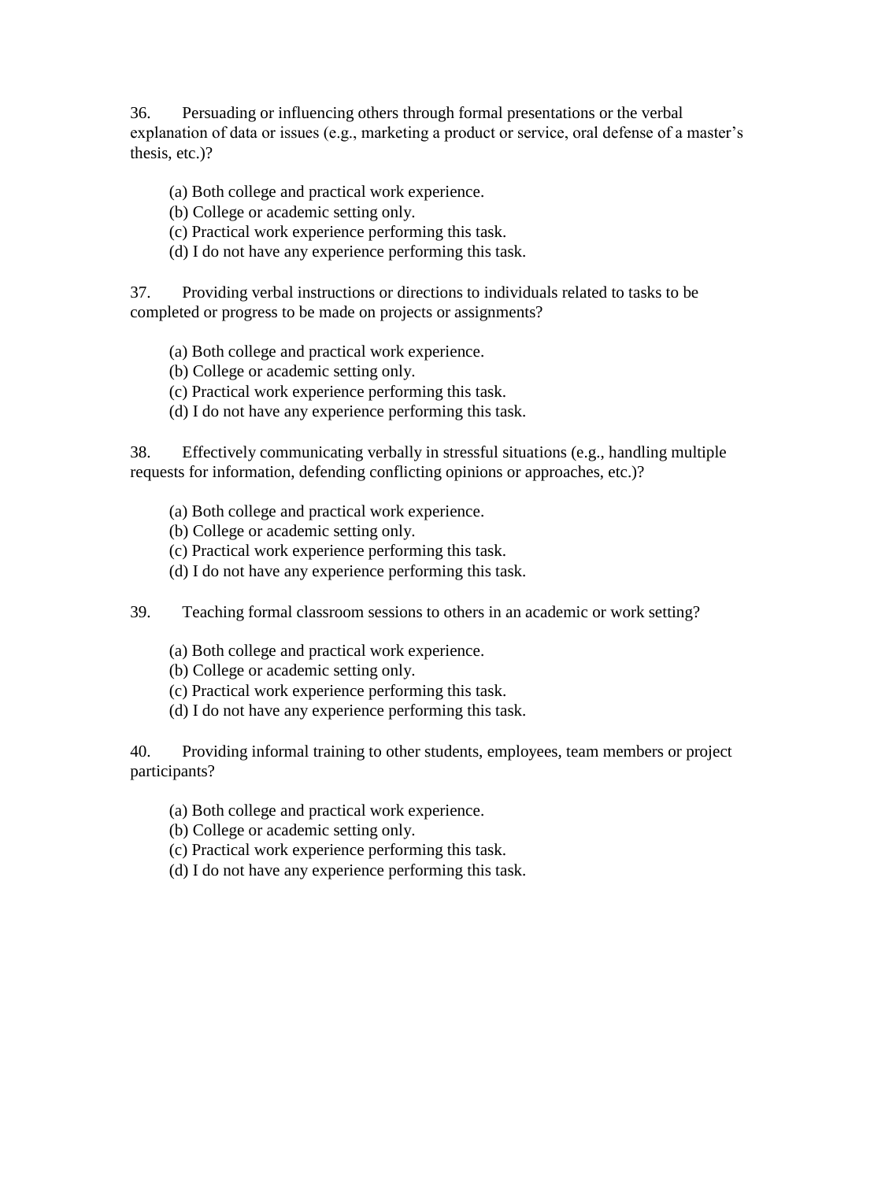36. Persuading or influencing others through formal presentations or the verbal explanation of data or issues (e.g., marketing a product or service, oral defense of a master's thesis, etc.)?

(a) Both college and practical work experience.
(b) College or academic setting only.
(c) Practical work experience performing this task.
(d) I do not have any experience performing this task.

37. Providing verbal instructions or directions to individuals related to tasks to be completed or progress to be made on projects or assignments?

(a) Both college and practical work experience.
(b) College or academic setting only.
(c) Practical work experience performing this task.
(d) I do not have any experience performing this task.

38. Effectively communicating verbally in stressful situations (e.g., handling multiple requests for information, defending conflicting opinions or approaches, etc.)?

(a) Both college and practical work experience.
(b) College or academic setting only.
(c) Practical work experience performing this task.
(d) I do not have any experience performing this task.

39. Teaching formal classroom sessions to others in an academic or work setting?

(a) Both college and practical work experience.
(b) College or academic setting only.
(c) Practical work experience performing this task.
(d) I do not have any experience performing this task.

40. Providing informal training to other students, employees, team members or project participants?

(a) Both college and practical work experience.
(b) College or academic setting only.
(c) Practical work experience performing this task.
(d) I do not have any experience performing this task.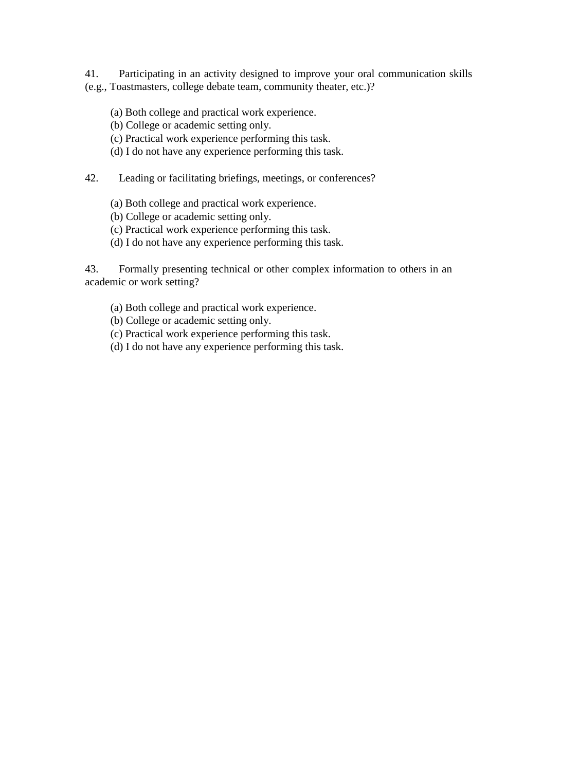41. Participating in an activity designed to improve your oral communication skills (e.g., Toastmasters, college debate team, community theater, etc.)?

(a) Both college and practical work experience.
(b) College or academic setting only.
(c) Practical work experience performing this task.
(d) I do not have any experience performing this task.

42. Leading or facilitating briefings, meetings, or conferences?

(a) Both college and practical work experience.
(b) College or academic setting only.
(c) Practical work experience performing this task.
(d) I do not have any experience performing this task.

43. Formally presenting technical or other complex information to others in an academic or work setting?

(a) Both college and practical work experience.
(b) College or academic setting only.
(c) Practical work experience performing this task.
(d) I do not have any experience performing this task.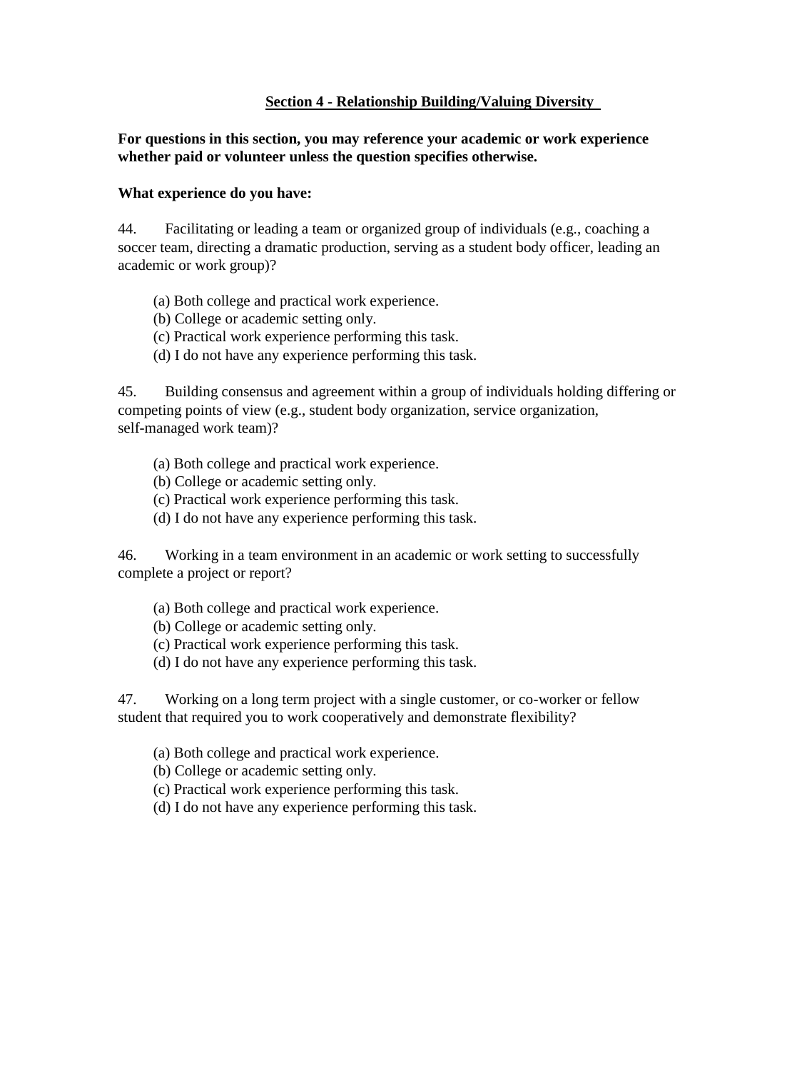## Section 4 - Relationship Building/Valuing Diversity

**For questions in this section, you may reference your academic or work experience whether paid or volunteer unless the question specifies otherwise.**

**What experience do you have:**

44. Facilitating or leading a team or organized group of individuals (e.g., coaching a soccer team, directing a dramatic production, serving as a student body officer, leading an academic or work group)?

    (a) Both college and practical work experience.
    (b) College or academic setting only.
    (c) Practical work experience performing this task.
    (d) I do not have any experience performing this task.

45. Building consensus and agreement within a group of individuals holding differing or competing points of view (e.g., student body organization, service organization, self-managed work team)?

    (a) Both college and practical work experience.
    (b) College or academic setting only.
    (c) Practical work experience performing this task.
    (d) I do not have any experience performing this task.

46. Working in a team environment in an academic or work setting to successfully complete a project or report?

    (a) Both college and practical work experience.
    (b) College or academic setting only.
    (c) Practical work experience performing this task.
    (d) I do not have any experience performing this task.

47. Working on a long term project with a single customer, or co-worker or fellow student that required you to work cooperatively and demonstrate flexibility?

    (a) Both college and practical work experience.
    (b) College or academic setting only.
    (c) Practical work experience performing this task.
    (d) I do not have any experience performing this task.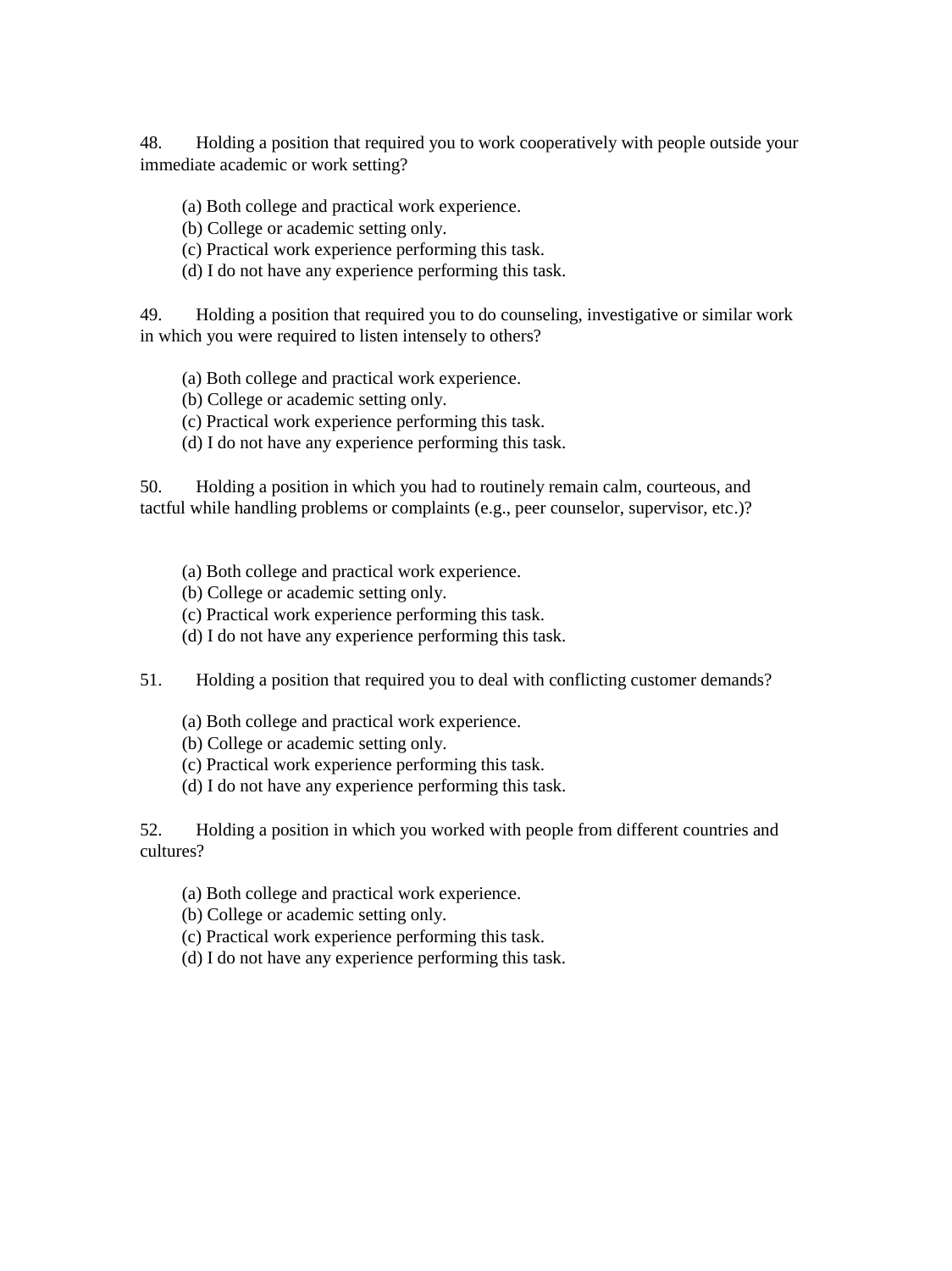48. Holding a position that required you to work cooperatively with people outside your immediate academic or work setting?

(a) Both college and practical work experience.
(b) College or academic setting only.
(c) Practical work experience performing this task.
(d) I do not have any experience performing this task.

49. Holding a position that required you to do counseling, investigative or similar work in which you were required to listen intensely to others?

(a) Both college and practical work experience.
(b) College or academic setting only.
(c) Practical work experience performing this task.
(d) I do not have any experience performing this task.

50. Holding a position in which you had to routinely remain calm, courteous, and tactful while handling problems or complaints (e.g., peer counselor, supervisor, etc.)?

(a) Both college and practical work experience.
(b) College or academic setting only.
(c) Practical work experience performing this task.
(d) I do not have any experience performing this task.

51. Holding a position that required you to deal with conflicting customer demands?

(a) Both college and practical work experience.
(b) College or academic setting only.
(c) Practical work experience performing this task.
(d) I do not have any experience performing this task.

52. Holding a position in which you worked with people from different countries and cultures?

(a) Both college and practical work experience.
(b) College or academic setting only.
(c) Practical work experience performing this task.
(d) I do not have any experience performing this task.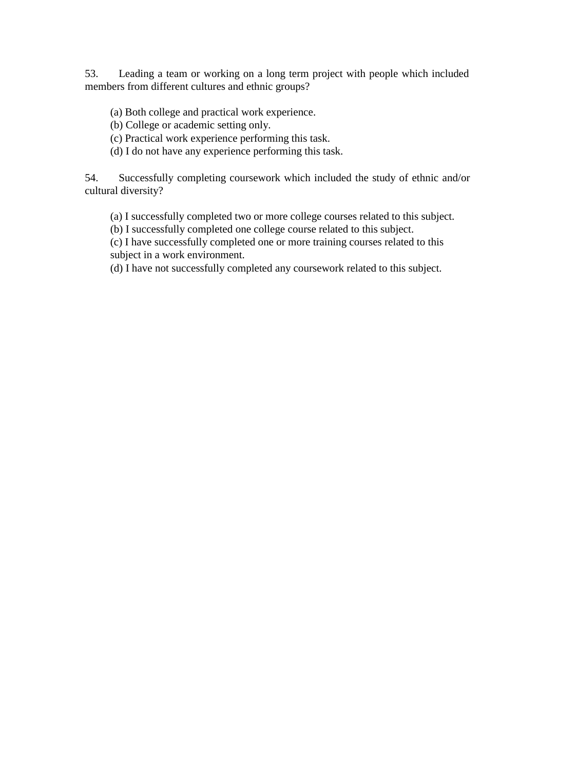53. Leading a team or working on a long term project with people which included members from different cultures and ethnic groups?

(a) Both college and practical work experience.
(b) College or academic setting only.
(c) Practical work experience performing this task.
(d) I do not have any experience performing this task.

54. Successfully completing coursework which included the study of ethnic and/or cultural diversity?

(a) I successfully completed two or more college courses related to this subject.
(b) I successfully completed one college course related to this subject.
(c) I have successfully completed one or more training courses related to this subject in a work environment.
(d) I have not successfully completed any coursework related to this subject.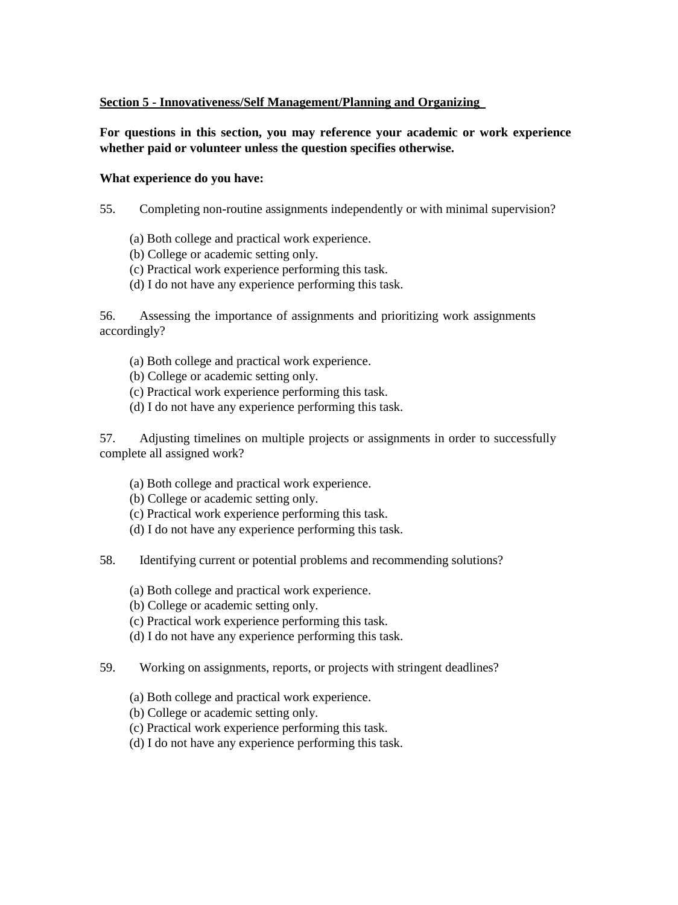**Section 5 - Innovativeness/Self Management/Planning and Organizing**

**For questions in this section, you may reference your academic or work experience whether paid or volunteer unless the question specifies otherwise.**

**What experience do you have:**

55. Completing non-routine assignments independently or with minimal supervision?

    (a) Both college and practical work experience.
    (b) College or academic setting only.
    (c) Practical work experience performing this task.
    (d) I do not have any experience performing this task.

56. Assessing the importance of assignments and prioritizing work assignments accordingly?

    (a) Both college and practical work experience.
    (b) College or academic setting only.
    (c) Practical work experience performing this task.
    (d) I do not have any experience performing this task.

57. Adjusting timelines on multiple projects or assignments in order to successfully complete all assigned work?

    (a) Both college and practical work experience.
    (b) College or academic setting only.
    (c) Practical work experience performing this task.
    (d) I do not have any experience performing this task.

58. Identifying current or potential problems and recommending solutions?

    (a) Both college and practical work experience.
    (b) College or academic setting only.
    (c) Practical work experience performing this task.
    (d) I do not have any experience performing this task.

59. Working on assignments, reports, or projects with stringent deadlines?

    (a) Both college and practical work experience.
    (b) College or academic setting only.
    (c) Practical work experience performing this task.
    (d) I do not have any experience performing this task.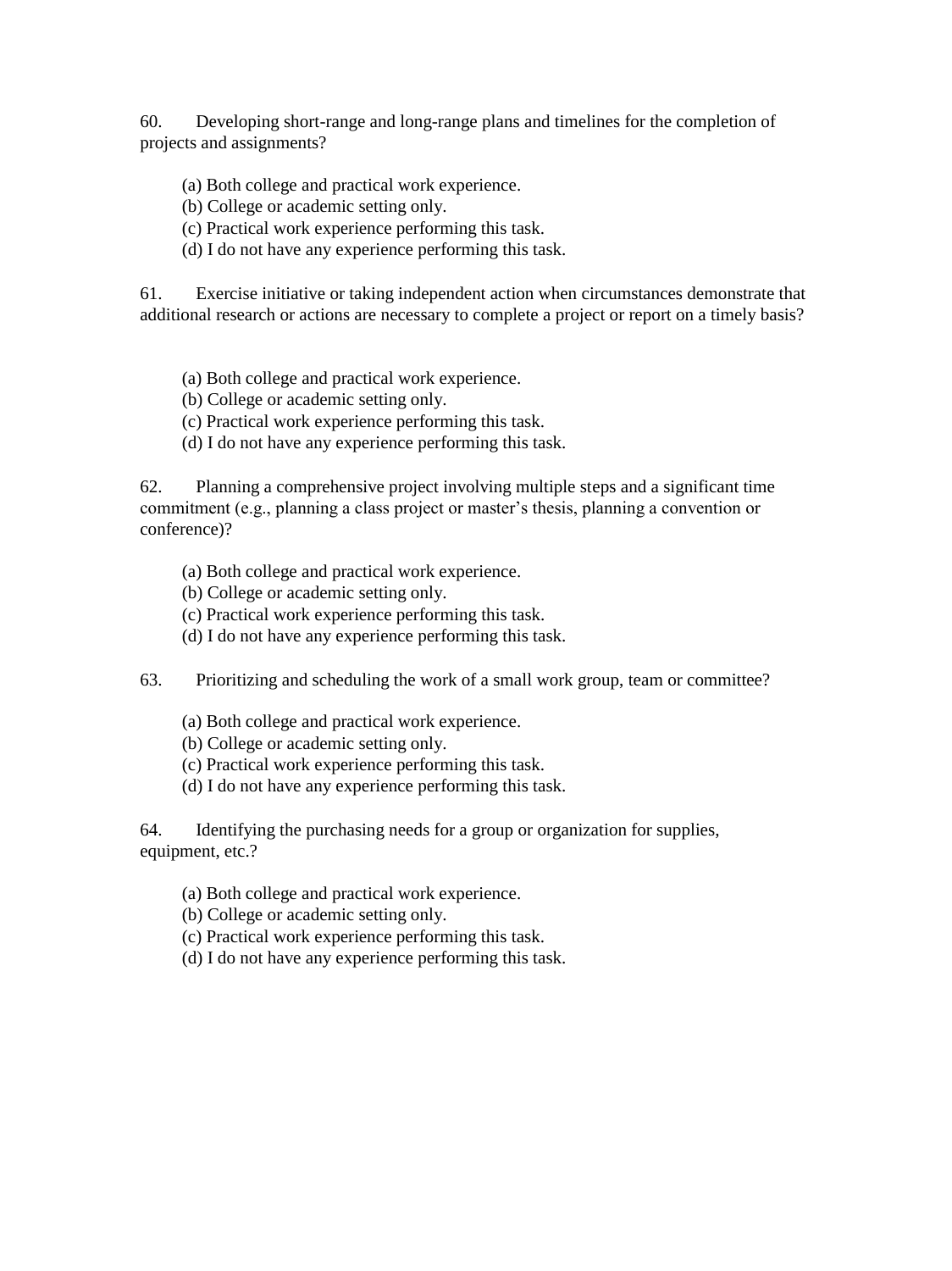60. Developing short-range and long-range plans and timelines for the completion of projects and assignments?

(a) Both college and practical work experience.
(b) College or academic setting only.
(c) Practical work experience performing this task.
(d) I do not have any experience performing this task.

61. Exercise initiative or taking independent action when circumstances demonstrate that additional research or actions are necessary to complete a project or report on a timely basis?

(a) Both college and practical work experience.
(b) College or academic setting only.
(c) Practical work experience performing this task.
(d) I do not have any experience performing this task.

62. Planning a comprehensive project involving multiple steps and a significant time commitment (e.g., planning a class project or master's thesis, planning a convention or conference)?

(a) Both college and practical work experience.
(b) College or academic setting only.
(c) Practical work experience performing this task.
(d) I do not have any experience performing this task.

63. Prioritizing and scheduling the work of a small work group, team or committee?

(a) Both college and practical work experience.
(b) College or academic setting only.
(c) Practical work experience performing this task.
(d) I do not have any experience performing this task.

64. Identifying the purchasing needs for a group or organization for supplies, equipment, etc.?

(a) Both college and practical work experience.
(b) College or academic setting only.
(c) Practical work experience performing this task.
(d) I do not have any experience performing this task.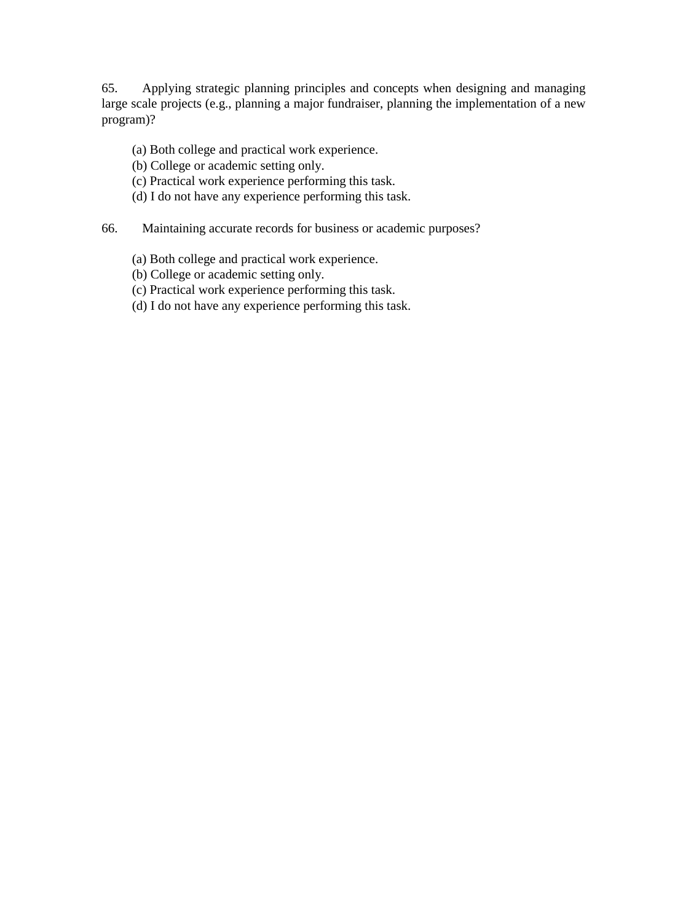65. Applying strategic planning principles and concepts when designing and managing large scale projects (e.g., planning a major fundraiser, planning the implementation of a new program)?

(a) Both college and practical work experience.
(b) College or academic setting only.
(c) Practical work experience performing this task.
(d) I do not have any experience performing this task.

66. Maintaining accurate records for business or academic purposes?

(a) Both college and practical work experience.
(b) College or academic setting only.
(c) Practical work experience performing this task.
(d) I do not have any experience performing this task.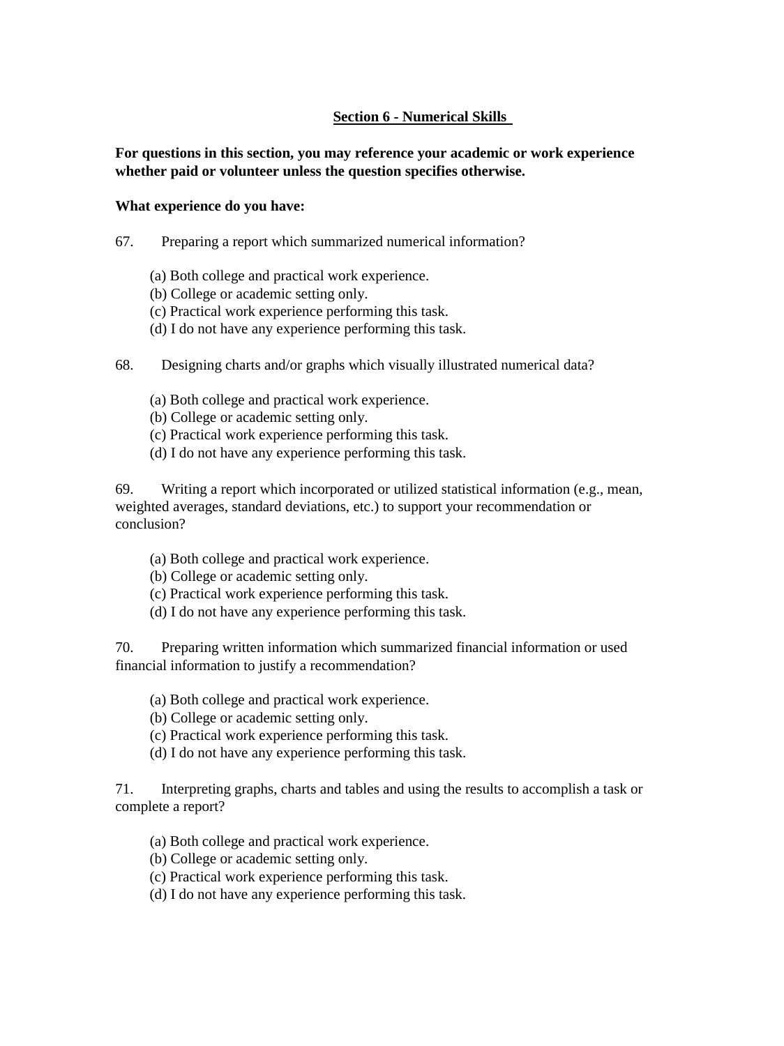## Section 6 - Numerical Skills

**For questions in this section, you may reference your academic or work experience whether paid or volunteer unless the question specifies otherwise.**

**What experience do you have:**

67. Preparing a report which summarized numerical information?

    (a) Both college and practical work experience.
    (b) College or academic setting only.
    (c) Practical work experience performing this task.
    (d) I do not have any experience performing this task.

68. Designing charts and/or graphs which visually illustrated numerical data?

    (a) Both college and practical work experience.
    (b) College or academic setting only.
    (c) Practical work experience performing this task.
    (d) I do not have any experience performing this task.

69. Writing a report which incorporated or utilized statistical information (e.g., mean, weighted averages, standard deviations, etc.) to support your recommendation or conclusion?

    (a) Both college and practical work experience.
    (b) College or academic setting only.
    (c) Practical work experience performing this task.
    (d) I do not have any experience performing this task.

70. Preparing written information which summarized financial information or used financial information to justify a recommendation?

    (a) Both college and practical work experience.
    (b) College or academic setting only.
    (c) Practical work experience performing this task.
    (d) I do not have any experience performing this task.

71. Interpreting graphs, charts and tables and using the results to accomplish a task or complete a report?

    (a) Both college and practical work experience.
    (b) College or academic setting only.
    (c) Practical work experience performing this task.
    (d) I do not have any experience performing this task.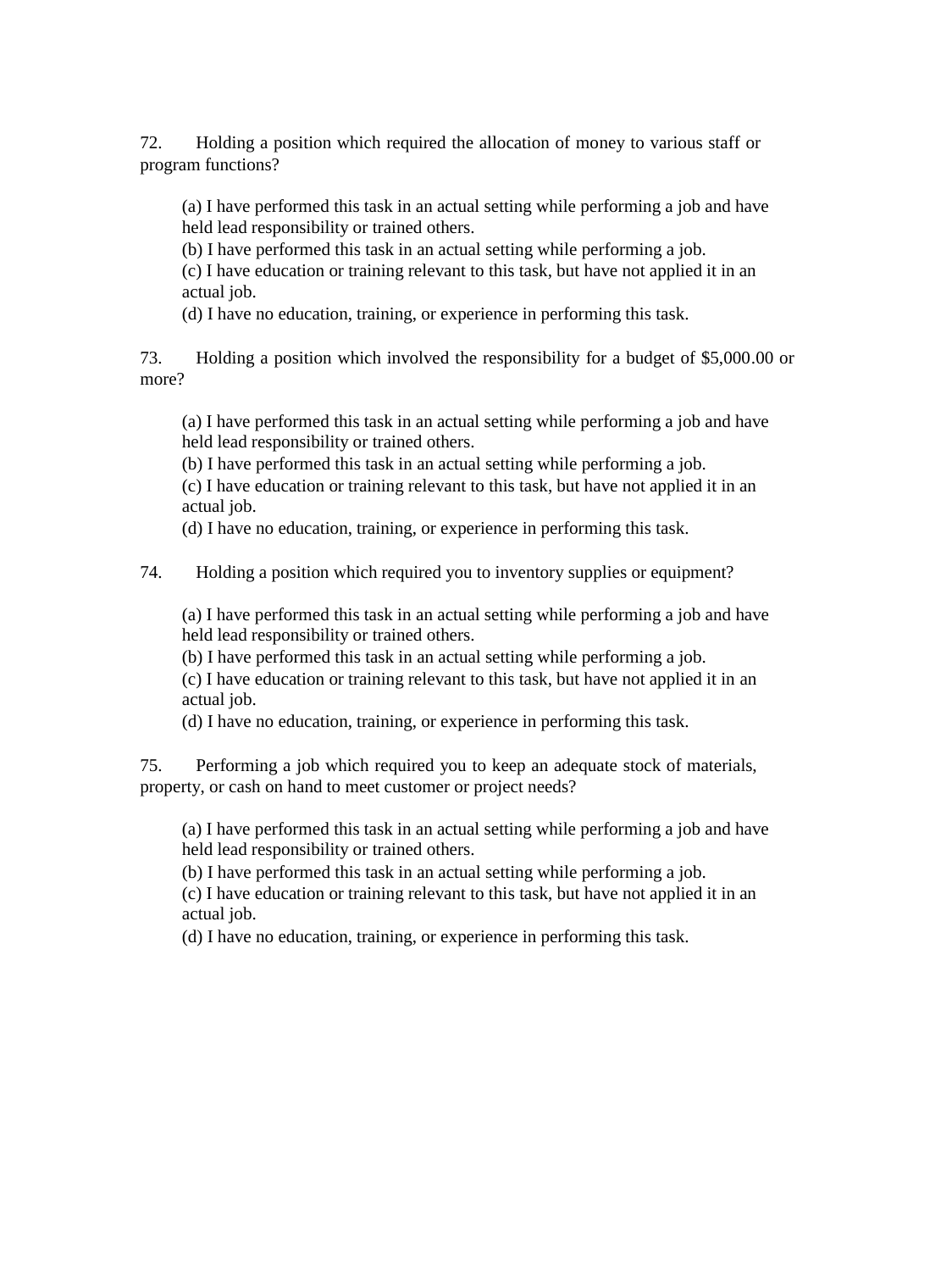72. Holding a position which required the allocation of money to various staff or program functions?

(a) I have performed this task in an actual setting while performing a job and have held lead responsibility or trained others.
(b) I have performed this task in an actual setting while performing a job.
(c) I have education or training relevant to this task, but have not applied it in an actual job.
(d) I have no education, training, or experience in performing this task.

73. Holding a position which involved the responsibility for a budget of $5,000.00 or more?

(a) I have performed this task in an actual setting while performing a job and have held lead responsibility or trained others.
(b) I have performed this task in an actual setting while performing a job.
(c) I have education or training relevant to this task, but have not applied it in an actual job.
(d) I have no education, training, or experience in performing this task.

74. Holding a position which required you to inventory supplies or equipment?

(a) I have performed this task in an actual setting while performing a job and have held lead responsibility or trained others.
(b) I have performed this task in an actual setting while performing a job.
(c) I have education or training relevant to this task, but have not applied it in an actual job.
(d) I have no education, training, or experience in performing this task.

75. Performing a job which required you to keep an adequate stock of materials, property, or cash on hand to meet customer or project needs?

(a) I have performed this task in an actual setting while performing a job and have held lead responsibility or trained others.
(b) I have performed this task in an actual setting while performing a job.
(c) I have education or training relevant to this task, but have not applied it in an actual job.
(d) I have no education, training, or experience in performing this task.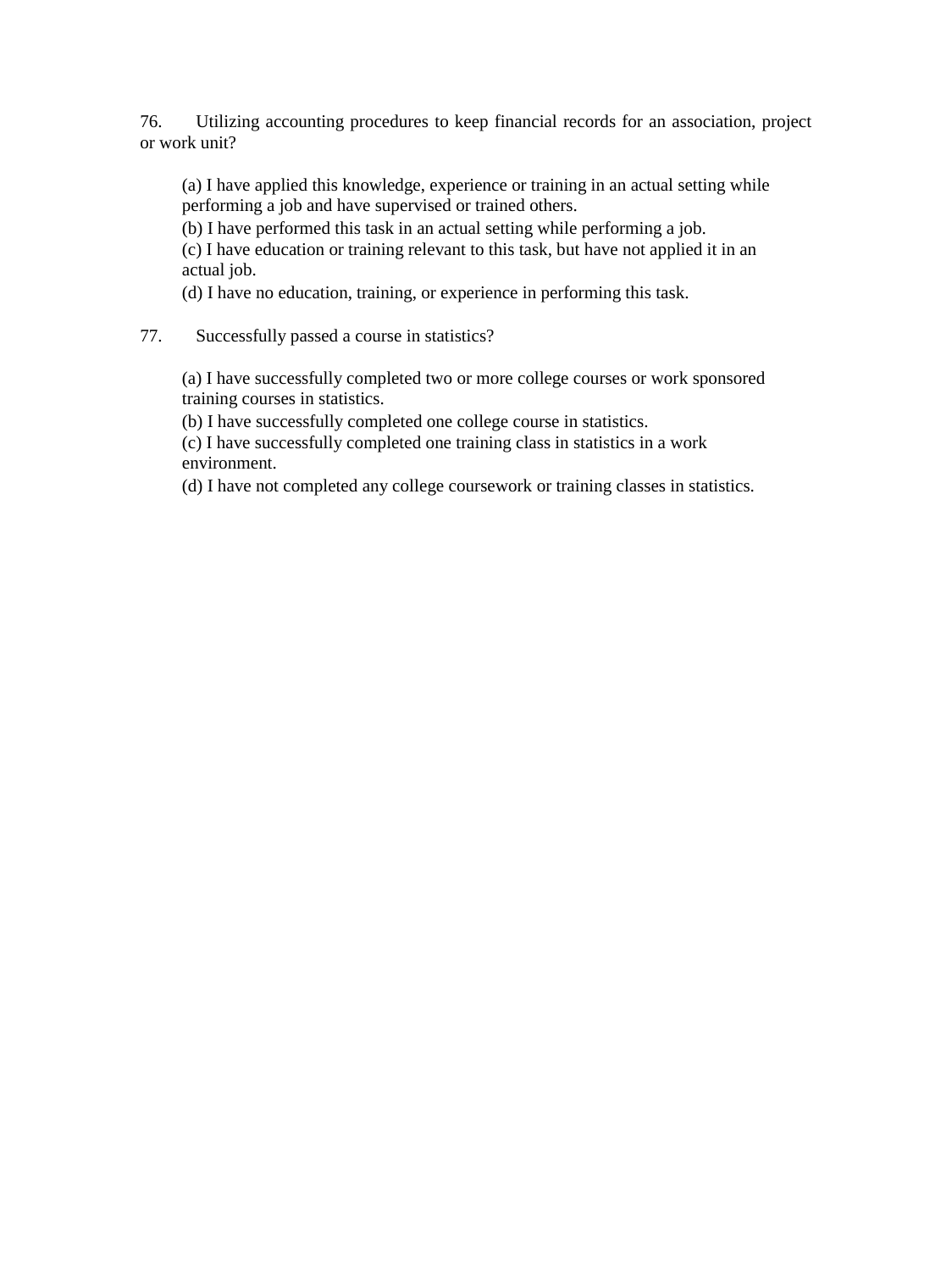76. Utilizing accounting procedures to keep financial records for an association, project or work unit?

(a) I have applied this knowledge, experience or training in an actual setting while performing a job and have supervised or trained others.
(b) I have performed this task in an actual setting while performing a job.
(c) I have education or training relevant to this task, but have not applied it in an actual job.
(d) I have no education, training, or experience in performing this task.

77. Successfully passed a course in statistics?

(a) I have successfully completed two or more college courses or work sponsored training courses in statistics.
(b) I have successfully completed one college course in statistics.
(c) I have successfully completed one training class in statistics in a work environment.
(d) I have not completed any college coursework or training classes in statistics.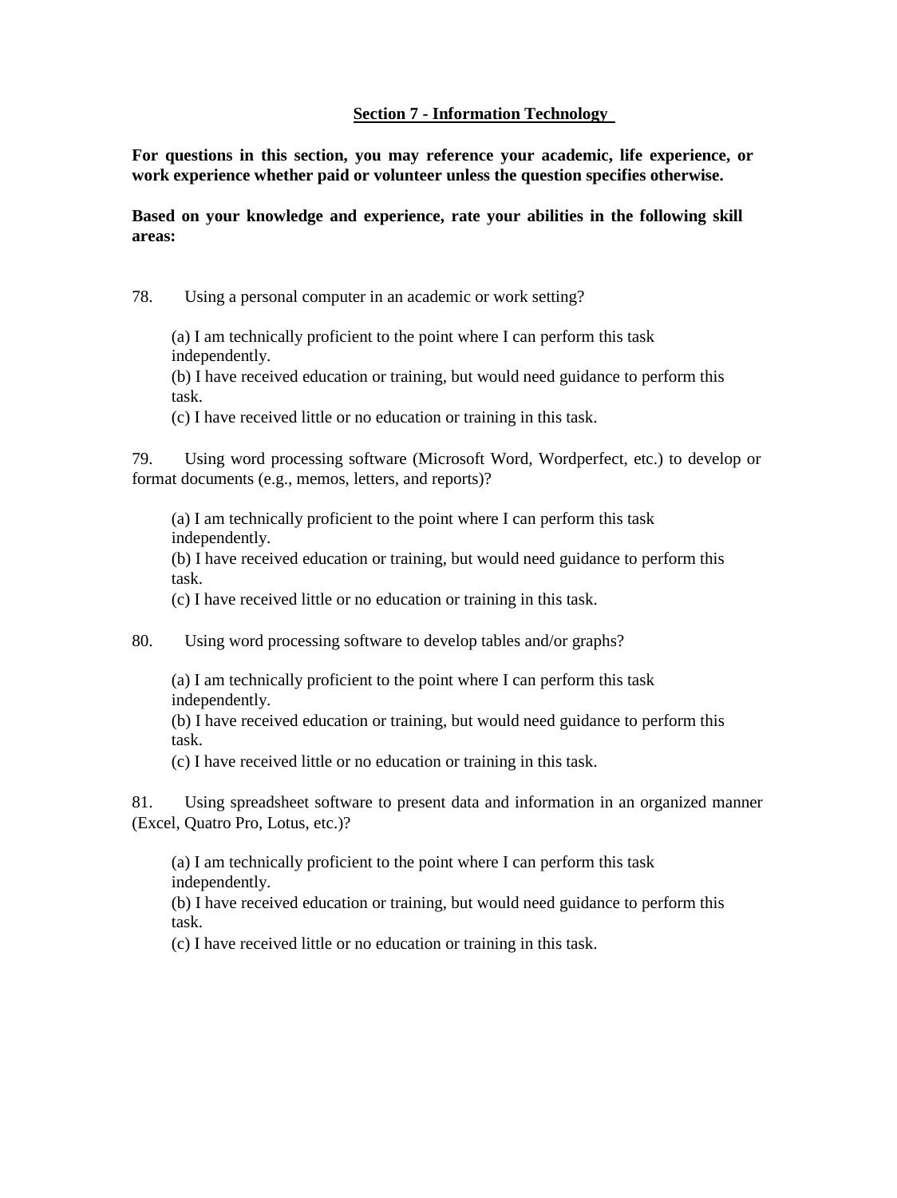## Section 7 - Information Technology

**For questions in this section, you may reference your academic, life experience, or work experience whether paid or volunteer unless the question specifies otherwise.**

**Based on your knowledge and experience, rate your abilities in the following skill areas:**

78. Using a personal computer in an academic or work setting?

(a) I am technically proficient to the point where I can perform this task independently.
(b) I have received education or training, but would need guidance to perform this task.
(c) I have received little or no education or training in this task.

79. Using word processing software (Microsoft Word, Wordperfect, etc.) to develop or format documents (e.g., memos, letters, and reports)?

(a) I am technically proficient to the point where I can perform this task independently.
(b) I have received education or training, but would need guidance to perform this task.
(c) I have received little or no education or training in this task.

80. Using word processing software to develop tables and/or graphs?

(a) I am technically proficient to the point where I can perform this task independently.
(b) I have received education or training, but would need guidance to perform this task.
(c) I have received little or no education or training in this task.

81. Using spreadsheet software to present data and information in an organized manner (Excel, Quatro Pro, Lotus, etc.)?

(a) I am technically proficient to the point where I can perform this task independently.
(b) I have received education or training, but would need guidance to perform this task.
(c) I have received little or no education or training in this task.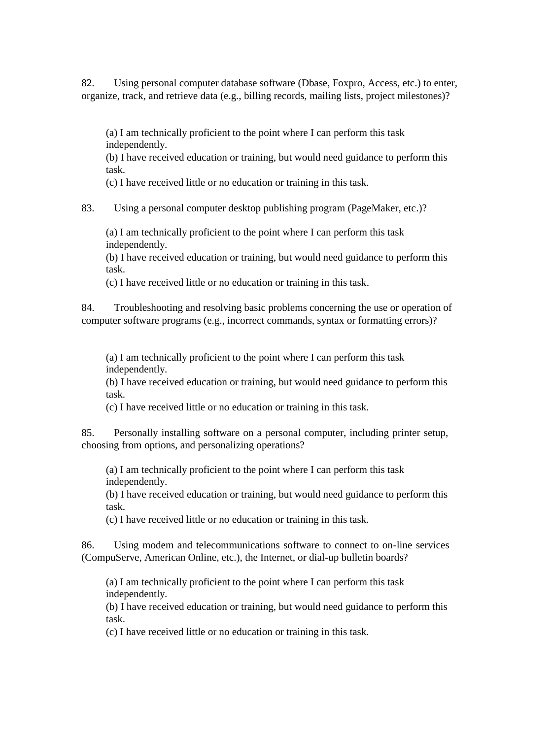82. Using personal computer database software (Dbase, Foxpro, Access, etc.) to enter, organize, track, and retrieve data (e.g., billing records, mailing lists, project milestones)?

(a) I am technically proficient to the point where I can perform this task independently.
(b) I have received education or training, but would need guidance to perform this task.
(c) I have received little or no education or training in this task.

83. Using a personal computer desktop publishing program (PageMaker, etc.)?

(a) I am technically proficient to the point where I can perform this task independently.
(b) I have received education or training, but would need guidance to perform this task.
(c) I have received little or no education or training in this task.

84. Troubleshooting and resolving basic problems concerning the use or operation of computer software programs (e.g., incorrect commands, syntax or formatting errors)?

(a) I am technically proficient to the point where I can perform this task independently.
(b) I have received education or training, but would need guidance to perform this task.
(c) I have received little or no education or training in this task.

85. Personally installing software on a personal computer, including printer setup, choosing from options, and personalizing operations?

(a) I am technically proficient to the point where I can perform this task independently.
(b) I have received education or training, but would need guidance to perform this task.
(c) I have received little or no education or training in this task.

86. Using modem and telecommunications software to connect to on-line services (CompuServe, American Online, etc.), the Internet, or dial-up bulletin boards?

(a) I am technically proficient to the point where I can perform this task independently.
(b) I have received education or training, but would need guidance to perform this task.
(c) I have received little or no education or training in this task.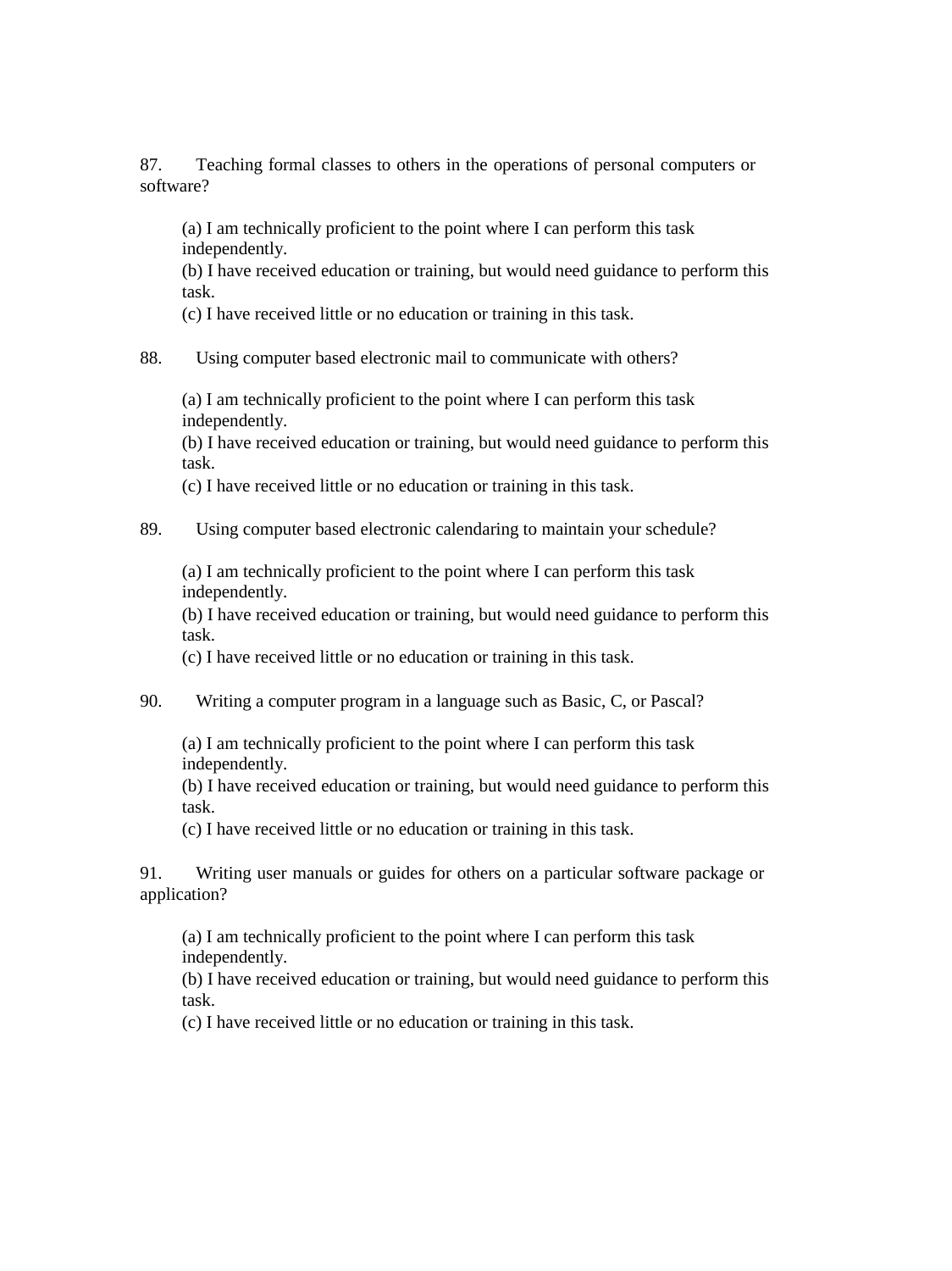87. Teaching formal classes to others in the operations of personal computers or software?

(a) I am technically proficient to the point where I can perform this task independently.
(b) I have received education or training, but would need guidance to perform this task.
(c) I have received little or no education or training in this task.

88. Using computer based electronic mail to communicate with others?

(a) I am technically proficient to the point where I can perform this task independently.
(b) I have received education or training, but would need guidance to perform this task.
(c) I have received little or no education or training in this task.

89. Using computer based electronic calendaring to maintain your schedule?

(a) I am technically proficient to the point where I can perform this task independently.
(b) I have received education or training, but would need guidance to perform this task.
(c) I have received little or no education or training in this task.

90. Writing a computer program in a language such as Basic, C, or Pascal?

(a) I am technically proficient to the point where I can perform this task independently.
(b) I have received education or training, but would need guidance to perform this task.
(c) I have received little or no education or training in this task.

91. Writing user manuals or guides for others on a particular software package or application?

(a) I am technically proficient to the point where I can perform this task independently.
(b) I have received education or training, but would need guidance to perform this task.
(c) I have received little or no education or training in this task.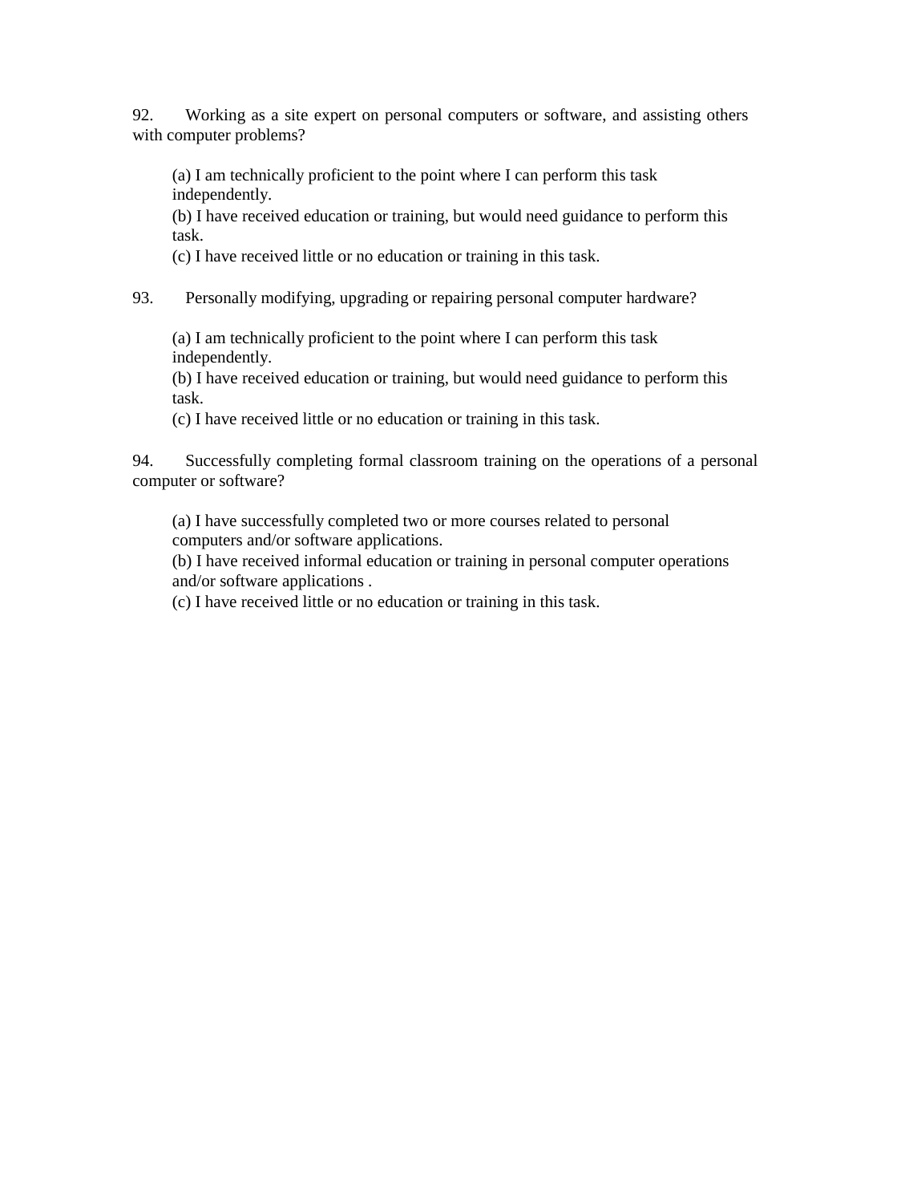92. Working as a site expert on personal computers or software, and assisting others with computer problems?

(a) I am technically proficient to the point where I can perform this task independently.
(b) I have received education or training, but would need guidance to perform this task.
(c) I have received little or no education or training in this task.

93. Personally modifying, upgrading or repairing personal computer hardware?

(a) I am technically proficient to the point where I can perform this task independently.
(b) I have received education or training, but would need guidance to perform this task.
(c) I have received little or no education or training in this task.

94. Successfully completing formal classroom training on the operations of a personal computer or software?

(a) I have successfully completed two or more courses related to personal computers and/or software applications.
(b) I have received informal education or training in personal computer operations and/or software applications .
(c) I have received little or no education or training in this task.